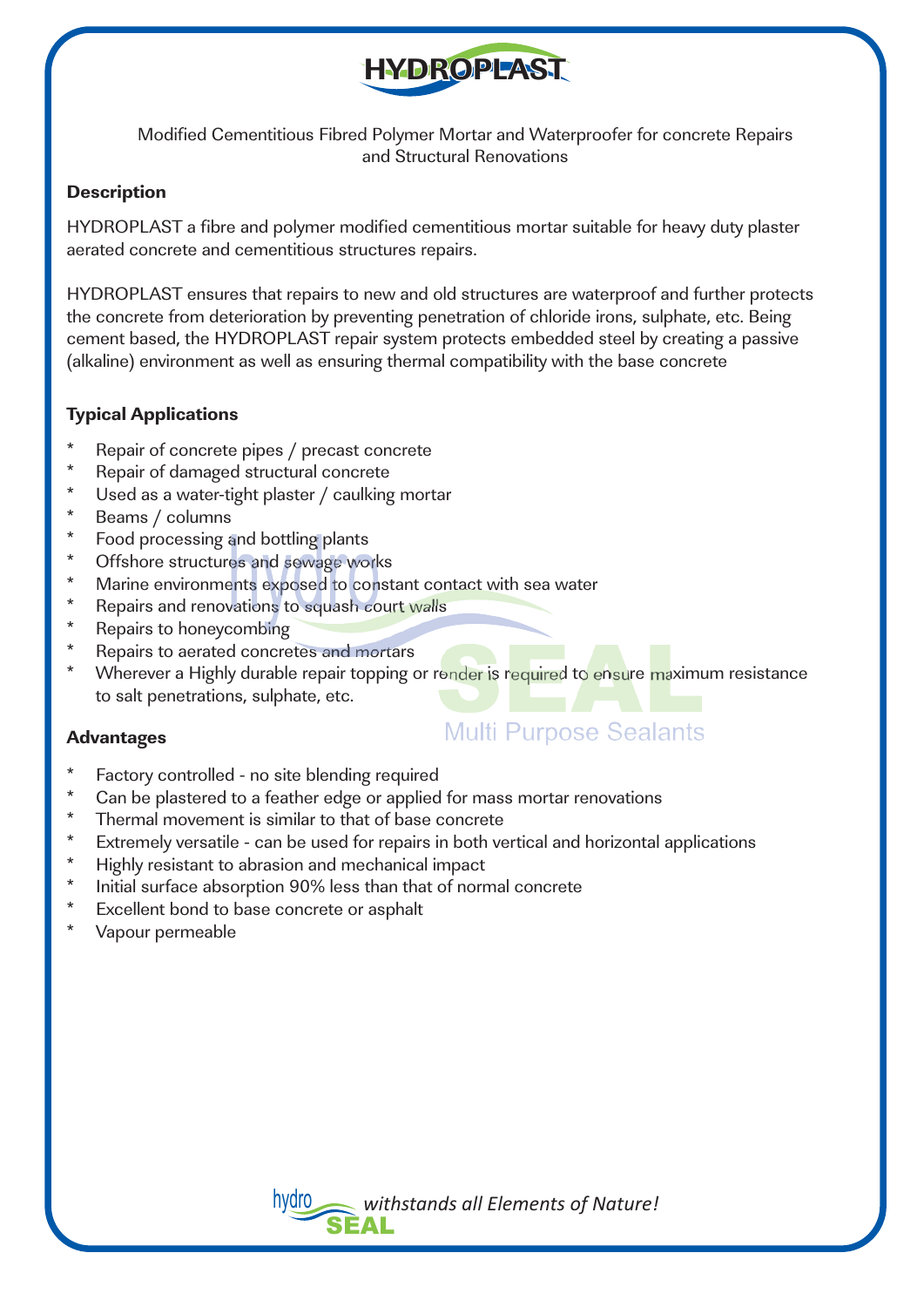# HYDROPLAST

Modified Cementitious Fibred Polymer Mortar and Waterproofer for concrete Repairs and Structural Renovations

## Description

HYDROPLAST a fibre and polymer modified cementitious mortar suitable for heavy duty plaster aerated concrete and cementitious structures repairs.

HYDROPLAST ensures that repairs to new and old structures are waterproof and further protects the concrete from deterioration by preventing penetration of chloride irons, sulphate, etc. Being cement based, the HYDROPLAST repair system protects embedded steel by creating a passive (alkaline) environment as well as ensuring thermal compatibility with the base concrete

## Typical Applications

- Repair of concrete pipes / precast concrete
- Repair of damaged structural concrete
- Used as a water-tight plaster / caulking mortar
- Beams / columns
- Food processing and bottling plants
- Offshore structures and sewage works
- Marine environments exposed to constant contact with sea water
- Repairs and renovations to squash court walls
- Repairs to honeycombing
- Repairs to aerated concretes and mortars
- Wherever a Highly durable repair topping or render is required to ensure maximum resistance to salt penetrations, sulphate, etc.

## Advantages

- Factory controlled - no site blending required
- Can be plastered to a feather edge or applied for mass mortar renovations
- Thermal movement is similar to that of base concrete
- Extremely versatile - can be used for repairs in both vertical and horizontal applications
- Highly resistant to abrasion and mechanical impact
- Initial surface absorption 90% less than that of normal concrete
- Excellent bond to base concrete or asphalt
- Vapour permeable

hydro SEAL *withstands all Elements of Nature!*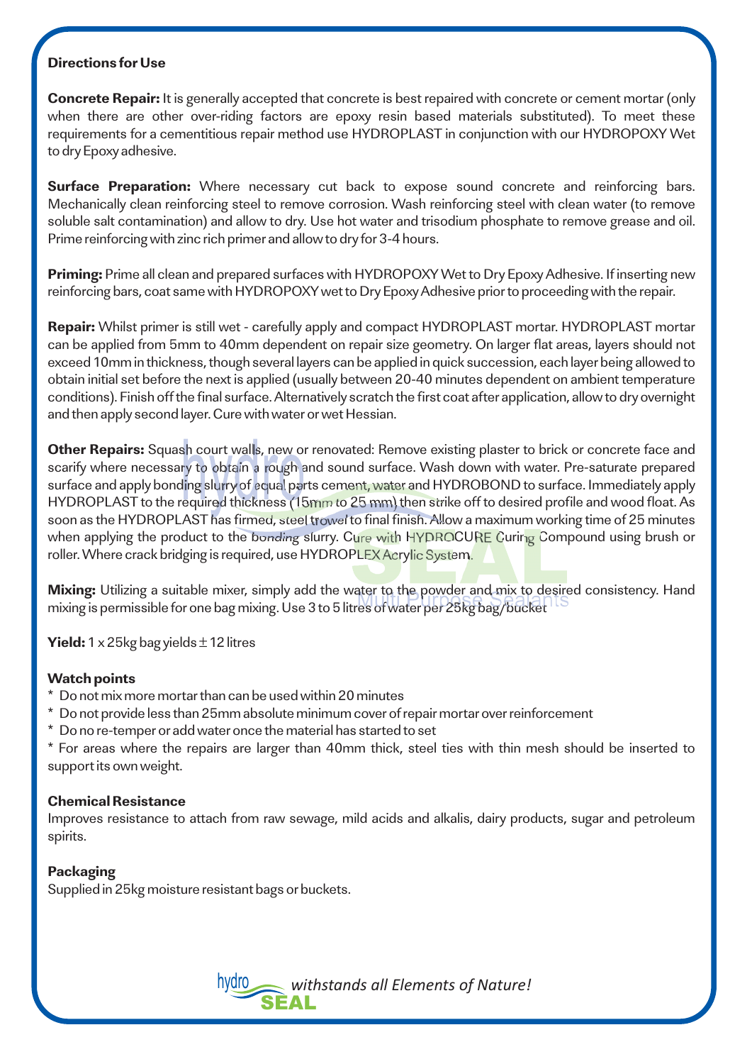**Directions for Use**

**Concrete Repair:** It is generally accepted that concrete is best repaired with concrete or cement mortar (only when there are other over-riding factors are epoxy resin based materials substituted). To meet these requirements for a cementitious repair method use HYDROPLAST in conjunction with our HYDROPOXY Wet to dry Epoxy adhesive.

**Surface Preparation:** Where necessary cut back to expose sound concrete and reinforcing bars. Mechanically clean reinforcing steel to remove corrosion. Wash reinforcing steel with clean water (to remove soluble salt contamination) and allow to dry. Use hot water and trisodium phosphate to remove grease and oil. Prime reinforcing with zinc rich primer and allow to dry for 3-4 hours.

**Priming:** Prime all clean and prepared surfaces with HYDROPOXY Wet to Dry Epoxy Adhesive. If inserting new reinforcing bars, coat same with HYDROPOXY wet to Dry Epoxy Adhesive prior to proceeding with the repair.

**Repair:** Whilst primer is still wet - carefully apply and compact HYDROPLAST mortar. HYDROPLAST mortar can be applied from 5mm to 40mm dependent on repair size geometry. On larger flat areas, layers should not exceed 10mm in thickness, though several layers can be applied in quick succession, each layer being allowed to obtain initial set before the next is applied (usually between 20-40 minutes dependent on ambient temperature conditions). Finish off the final surface. Alternatively scratch the first coat after application, allow to dry overnight and then apply second layer. Cure with water or wet Hessian.

**Other Repairs:** Squash court walls, new or renovated: Remove existing plaster to brick or concrete face and scarify where necessary to obtain a rough and sound surface. Wash down with water. Pre-saturate prepared surface and apply bonding slurry of equal parts cement, water and HYDROBOND to surface. Immediately apply HYDROPLAST to the required thickness (15mm to 25 mm) then strike off to desired profile and wood float. As soon as the HYDROPLAST has firmed, steel trowel to final finish. Allow a maximum working time of 25 minutes when applying the product to the bonding slurry. Cure with HYDROCURE Curing Compound using brush or roller. Where crack bridging is required, use HYDROPLEX Acrylic System.

**Mixing:** Utilizing a suitable mixer, simply add the water to the powder and mix to desired consistency. Hand mixing is permissible for one bag mixing. Use 3 to 5 litres of water per 25kg bag/bucket

**Yield:** 1 x 25kg bag yields ± 12 litres

**Watch points**

* Do not mix more mortar than can be used within 20 minutes
* Do not provide less than 25mm absolute minimum cover of repair mortar over reinforcement
* Do no re-temper or add water once the material has started to set
* For areas where the repairs are larger than 40mm thick, steel ties with thin mesh should be inserted to support its own weight.

**Chemical Resistance**

Improves resistance to attach from raw sewage, mild acids and alkalis, dairy products, sugar and petroleum spirits.

**Packaging**

Supplied in 25kg moisture resistant bags or buckets.

hydro SEAL *withstands all Elements of Nature!*